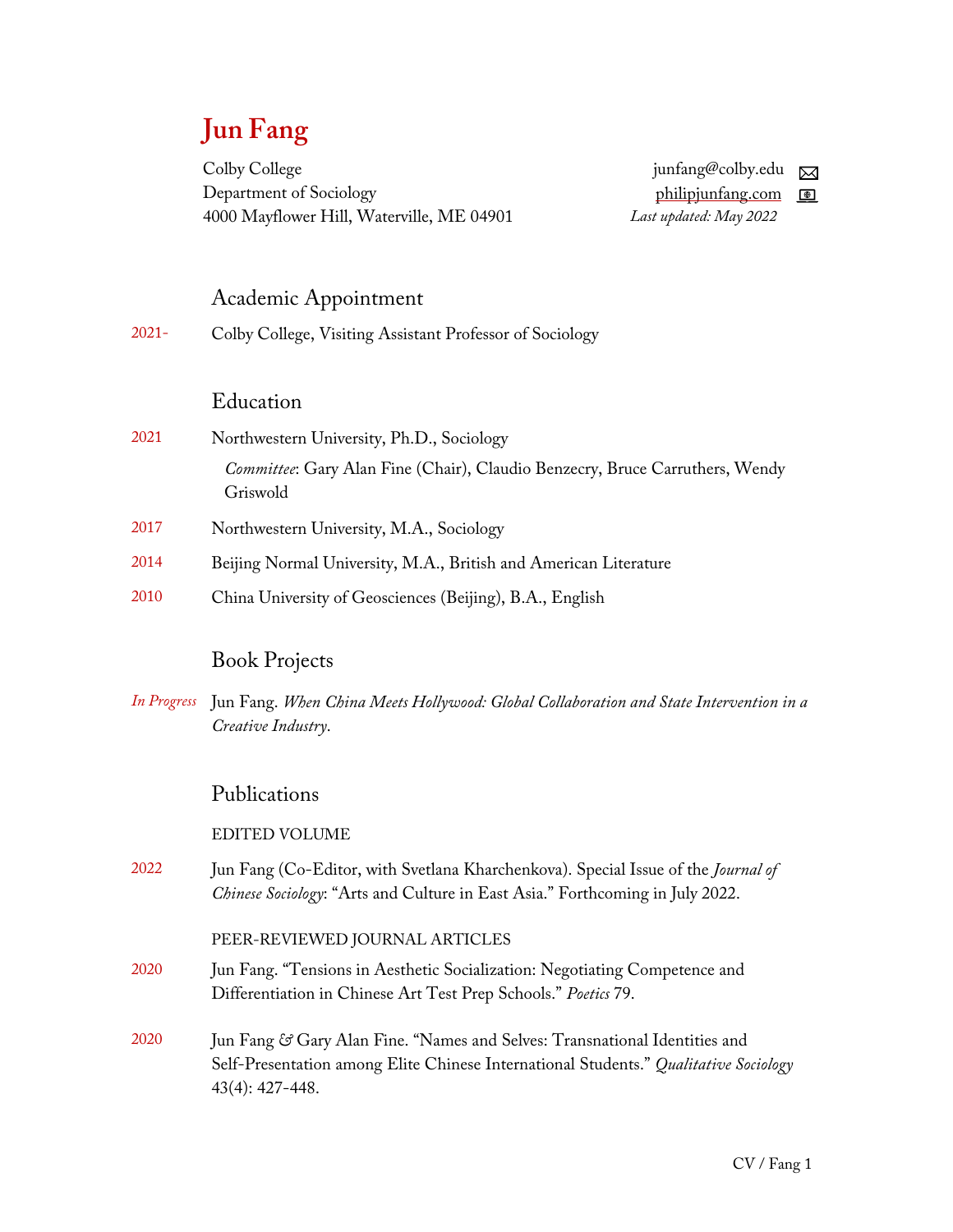# Jun Fang

Colby College
Department of Sociology
4000 Mayflower Hill, Waterville, ME 04901

junfang@colby.edu
philipjunfang.com
*Last updated: May 2022*

## Academic Appointment

2021- Colby College, Visiting Assistant Professor of Sociology

## Education

2021 Northwestern University, Ph.D., Sociology

*Committee*: Gary Alan Fine (Chair), Claudio Benzecry, Bruce Carruthers, Wendy Griswold

2017 Northwestern University, M.A., Sociology

2014 Beijing Normal University, M.A., British and American Literature

2010 China University of Geosciences (Beijing), B.A., English

## Book Projects

*In Progress* Jun Fang. *When China Meets Hollywood: Global Collaboration and State Intervention in a Creative Industry*.

## Publications

### EDITED VOLUME

2022 Jun Fang (Co-Editor, with Svetlana Kharchenkova). Special Issue of the *Journal of Chinese Sociology*: "Arts and Culture in East Asia." Forthcoming in July 2022.

### PEER-REVIEWED JOURNAL ARTICLES

2020 Jun Fang. "Tensions in Aesthetic Socialization: Negotiating Competence and Differentiation in Chinese Art Test Prep Schools." *Poetics* 79.

2020 Jun Fang & Gary Alan Fine. "Names and Selves: Transnational Identities and Self-Presentation among Elite Chinese International Students." *Qualitative Sociology* 43(4): 427-448.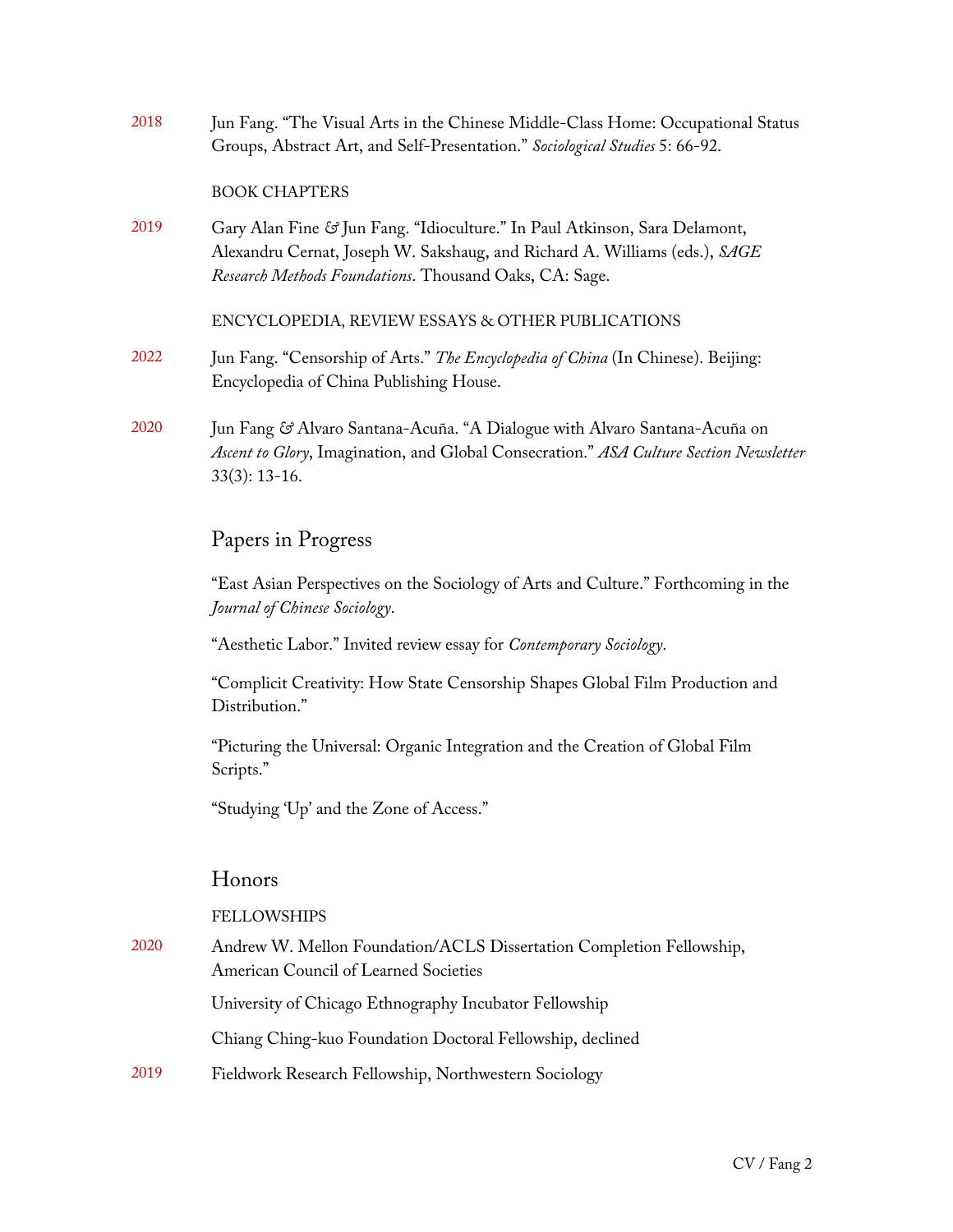2018 Jun Fang. "The Visual Arts in the Chinese Middle-Class Home: Occupational Status Groups, Abstract Art, and Self-Presentation." *Sociological Studies* 5: 66-92.

BOOK CHAPTERS

2019 Gary Alan Fine & Jun Fang. "Idioculture." In Paul Atkinson, Sara Delamont, Alexandru Cernat, Joseph W. Sakshaug, and Richard A. Williams (eds.), *SAGE Research Methods Foundations*. Thousand Oaks, CA: Sage.

ENCYCLOPEDIA, REVIEW ESSAYS & OTHER PUBLICATIONS

2022 Jun Fang. "Censorship of Arts." *The Encyclopedia of China* (In Chinese). Beijing: Encyclopedia of China Publishing House.

2020 Jun Fang & Alvaro Santana-Acuña. "A Dialogue with Alvaro Santana-Acuña on *Ascent to Glory*, Imagination, and Global Consecration." *ASA Culture Section Newsletter* 33(3): 13-16.

## Papers in Progress

"East Asian Perspectives on the Sociology of Arts and Culture." Forthcoming in the *Journal of Chinese Sociology*.

"Aesthetic Labor." Invited review essay for *Contemporary Sociology*.

"Complicit Creativity: How State Censorship Shapes Global Film Production and Distribution."

"Picturing the Universal: Organic Integration and the Creation of Global Film Scripts."

"Studying 'Up' and the Zone of Access."

## Honors

FELLOWSHIPS

2020 Andrew W. Mellon Foundation/ACLS Dissertation Completion Fellowship, American Council of Learned Societies

University of Chicago Ethnography Incubator Fellowship

Chiang Ching-kuo Foundation Doctoral Fellowship, declined

2019 Fieldwork Research Fellowship, Northwestern Sociology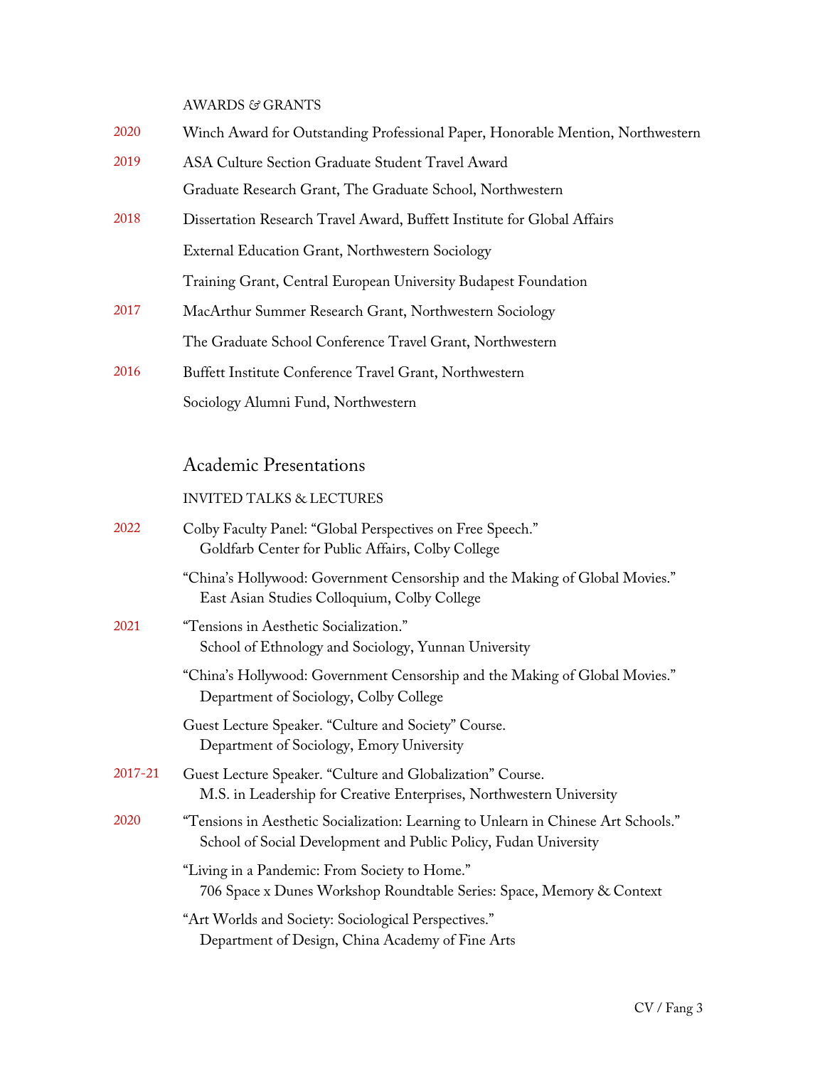AWARDS & GRANTS

2020 Winch Award for Outstanding Professional Paper, Honorable Mention, Northwestern

2019 ASA Culture Section Graduate Student Travel Award

Graduate Research Grant, The Graduate School, Northwestern

2018 Dissertation Research Travel Award, Buffett Institute for Global Affairs

External Education Grant, Northwestern Sociology

Training Grant, Central European University Budapest Foundation

2017 MacArthur Summer Research Grant, Northwestern Sociology

The Graduate School Conference Travel Grant, Northwestern

2016 Buffett Institute Conference Travel Grant, Northwestern

Sociology Alumni Fund, Northwestern

## Academic Presentations

INVITED TALKS & LECTURES

2022 Colby Faculty Panel: "Global Perspectives on Free Speech."
  Goldfarb Center for Public Affairs, Colby College

"China's Hollywood: Government Censorship and the Making of Global Movies."
  East Asian Studies Colloquium, Colby College

2021 "Tensions in Aesthetic Socialization."
  School of Ethnology and Sociology, Yunnan University

"China's Hollywood: Government Censorship and the Making of Global Movies."
  Department of Sociology, Colby College

Guest Lecture Speaker. "Culture and Society" Course.
  Department of Sociology, Emory University

2017-21 Guest Lecture Speaker. "Culture and Globalization" Course.
  M.S. in Leadership for Creative Enterprises, Northwestern University

2020 "Tensions in Aesthetic Socialization: Learning to Unlearn in Chinese Art Schools."
  School of Social Development and Public Policy, Fudan University

"Living in a Pandemic: From Society to Home."
  706 Space x Dunes Workshop Roundtable Series: Space, Memory & Context

"Art Worlds and Society: Sociological Perspectives."
  Department of Design, China Academy of Fine Arts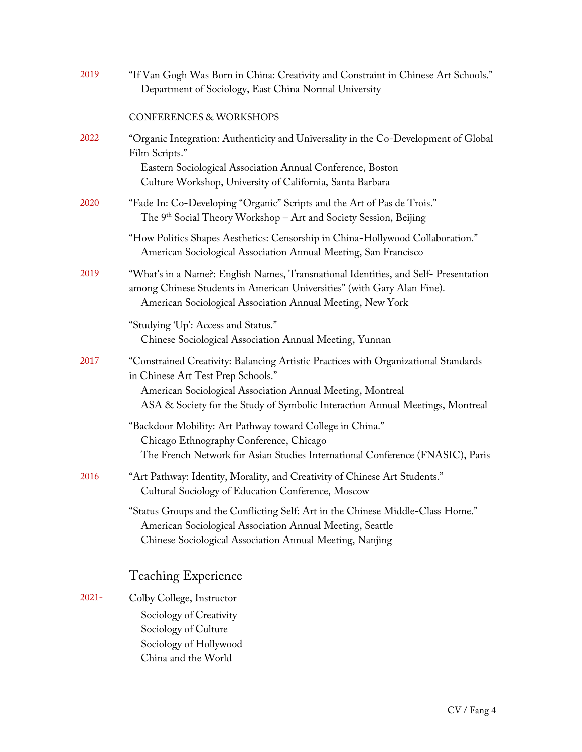2019 "If Van Gogh Was Born in China: Creativity and Constraint in Chinese Art Schools."
Department of Sociology, East China Normal University

CONFERENCES & WORKSHOPS

2022 "Organic Integration: Authenticity and Universality in the Co-Development of Global Film Scripts."
Eastern Sociological Association Annual Conference, Boston
Culture Workshop, University of California, Santa Barbara

2020 "Fade In: Co-Developing "Organic" Scripts and the Art of Pas de Trois."
The 9th Social Theory Workshop – Art and Society Session, Beijing

"How Politics Shapes Aesthetics: Censorship in China-Hollywood Collaboration."
American Sociological Association Annual Meeting, San Francisco

2019 "What's in a Name?: English Names, Transnational Identities, and Self- Presentation among Chinese Students in American Universities" (with Gary Alan Fine).
American Sociological Association Annual Meeting, New York

"Studying 'Up': Access and Status."
Chinese Sociological Association Annual Meeting, Yunnan

2017 "Constrained Creativity: Balancing Artistic Practices with Organizational Standards in Chinese Art Test Prep Schools."
American Sociological Association Annual Meeting, Montreal
ASA & Society for the Study of Symbolic Interaction Annual Meetings, Montreal

"Backdoor Mobility: Art Pathway toward College in China."
Chicago Ethnography Conference, Chicago
The French Network for Asian Studies International Conference (FNASIC), Paris

2016 "Art Pathway: Identity, Morality, and Creativity of Chinese Art Students."
Cultural Sociology of Education Conference, Moscow

"Status Groups and the Conflicting Self: Art in the Chinese Middle-Class Home."
American Sociological Association Annual Meeting, Seattle
Chinese Sociological Association Annual Meeting, Nanjing

## Teaching Experience

2021- Colby College, Instructor
Sociology of Creativity
Sociology of Culture
Sociology of Hollywood
China and the World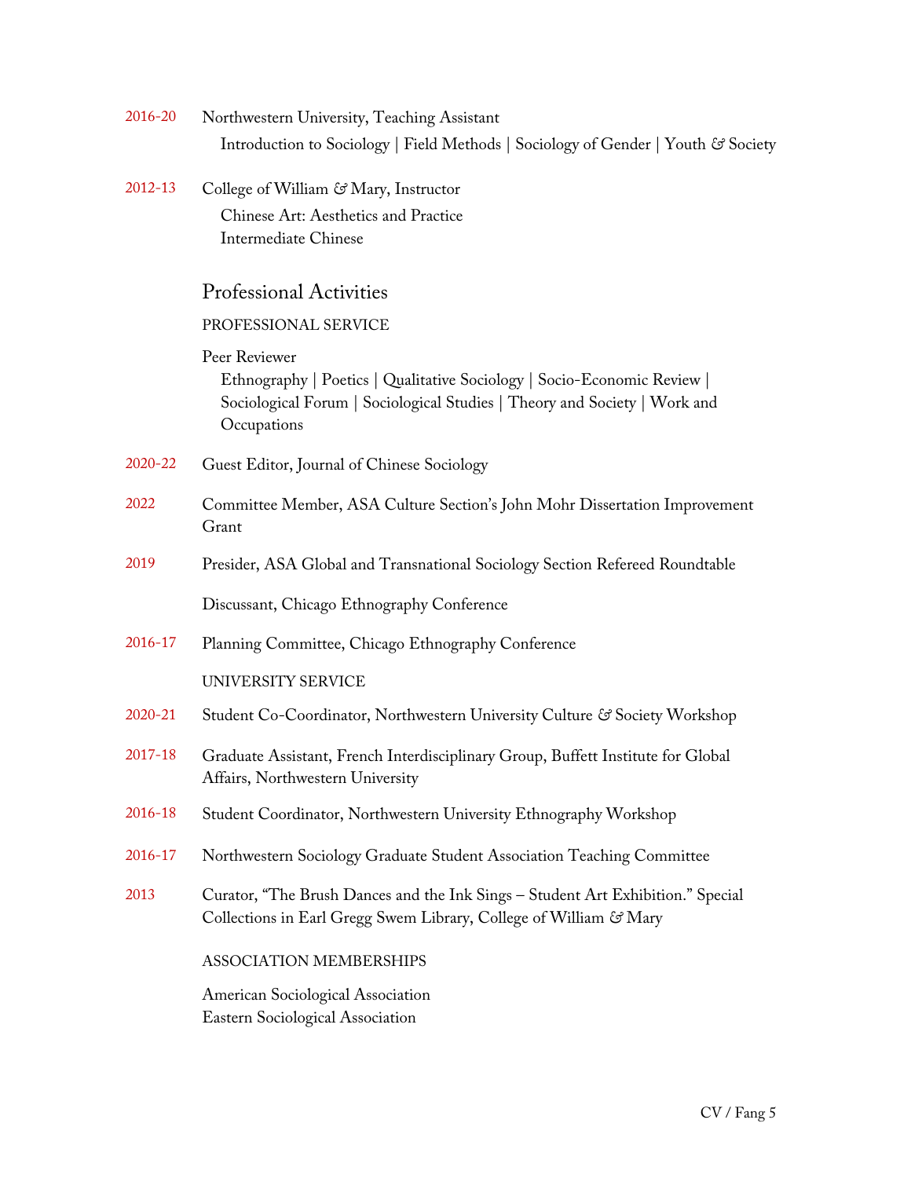2016-20 Northwestern University, Teaching Assistant
Introduction to Sociology | Field Methods | Sociology of Gender | Youth & Society

2012-13 College of William & Mary, Instructor
Chinese Art: Aesthetics and Practice
Intermediate Chinese

## Professional Activities

### PROFESSIONAL SERVICE

Peer Reviewer
Ethnography | Poetics | Qualitative Sociology | Socio-Economic Review | Sociological Forum | Sociological Studies | Theory and Society | Work and Occupations

2020-22 Guest Editor, Journal of Chinese Sociology

2022 Committee Member, ASA Culture Section's John Mohr Dissertation Improvement Grant

2019 Presider, ASA Global and Transnational Sociology Section Refereed Roundtable

Discussant, Chicago Ethnography Conference

2016-17 Planning Committee, Chicago Ethnography Conference

### UNIVERSITY SERVICE

2020-21 Student Co-Coordinator, Northwestern University Culture & Society Workshop

2017-18 Graduate Assistant, French Interdisciplinary Group, Buffett Institute for Global Affairs, Northwestern University

2016-18 Student Coordinator, Northwestern University Ethnography Workshop

2016-17 Northwestern Sociology Graduate Student Association Teaching Committee

2013 Curator, "The Brush Dances and the Ink Sings – Student Art Exhibition." Special Collections in Earl Gregg Swem Library, College of William & Mary

### ASSOCIATION MEMBERSHIPS

American Sociological Association
Eastern Sociological Association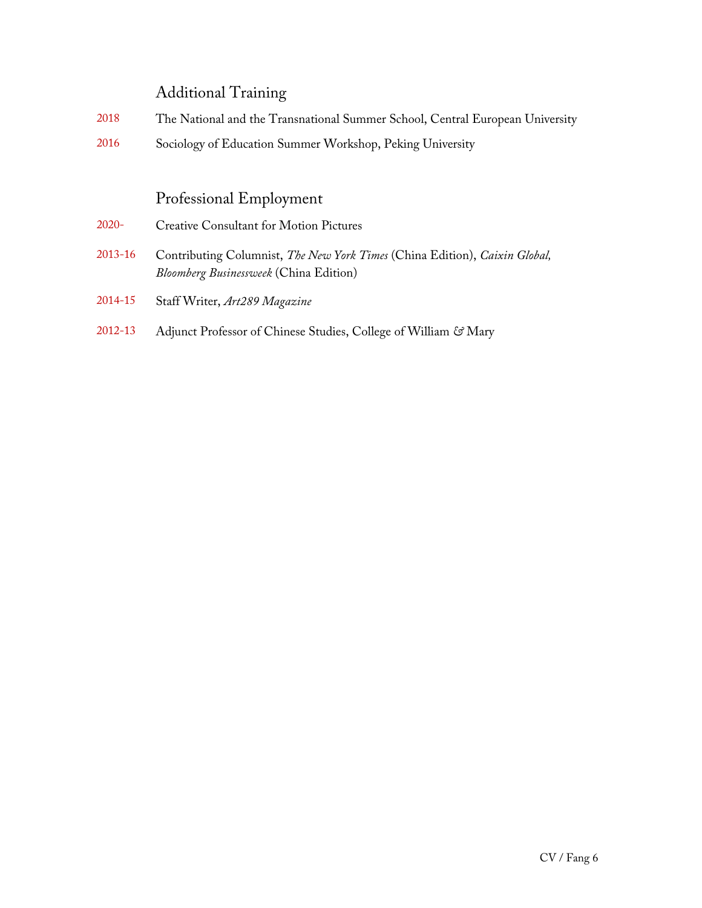## Additional Training

2018 The National and the Transnational Summer School, Central European University

2016 Sociology of Education Summer Workshop, Peking University

## Professional Employment

2020- Creative Consultant for Motion Pictures

2013-16 Contributing Columnist, *The New York Times* (China Edition), *Caixin Global, Bloomberg Businessweek* (China Edition)

2014-15 Staff Writer, *Art289 Magazine*

2012-13 Adjunct Professor of Chinese Studies, College of William & Mary